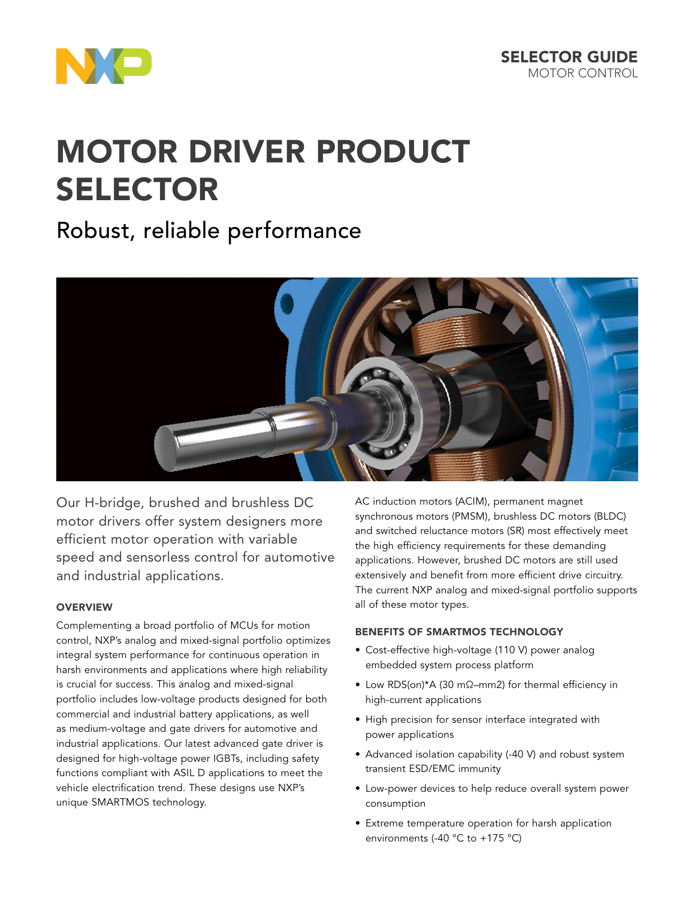SELECTOR GUIDE
MOTOR CONTROL

# MOTOR DRIVER PRODUCT SELECTOR

## Robust, reliable performance

Our H-bridge, brushed and brushless DC motor drivers offer system designers more efficient motor operation with variable speed and sensorless control for automotive and industrial applications.

### OVERVIEW

Complementing a broad portfolio of MCUs for motion control, NXP's analog and mixed-signal portfolio optimizes integral system performance for continuous operation in harsh environments and applications where high reliability is crucial for success. This analog and mixed-signal portfolio includes low-voltage products designed for both commercial and industrial battery applications, as well as medium-voltage and gate drivers for automotive and industrial applications. Our latest advanced gate driver is designed for high-voltage power IGBTs, including safety functions compliant with ASIL D applications to meet the vehicle electrification trend. These designs use NXP's unique SMARTMOS technology.

AC induction motors (ACIM), permanent magnet synchronous motors (PMSM), brushless DC motors (BLDC) and switched reluctance motors (SR) most effectively meet the high efficiency requirements for these demanding applications. However, brushed DC motors are still used extensively and benefit from more efficient drive circuitry. The current NXP analog and mixed-signal portfolio supports all of these motor types.

### BENEFITS OF SMARTMOS TECHNOLOGY

- Cost-effective high-voltage (110 V) power analog embedded system process platform
- Low RDS(on)*A (30 mΩ–mm2) for thermal efficiency in high-current applications
- High precision for sensor interface integrated with power applications
- Advanced isolation capability (-40 V) and robust system transient ESD/EMC immunity
- Low-power devices to help reduce overall system power consumption
- Extreme temperature operation for harsh application environments (-40 °C to +175 °C)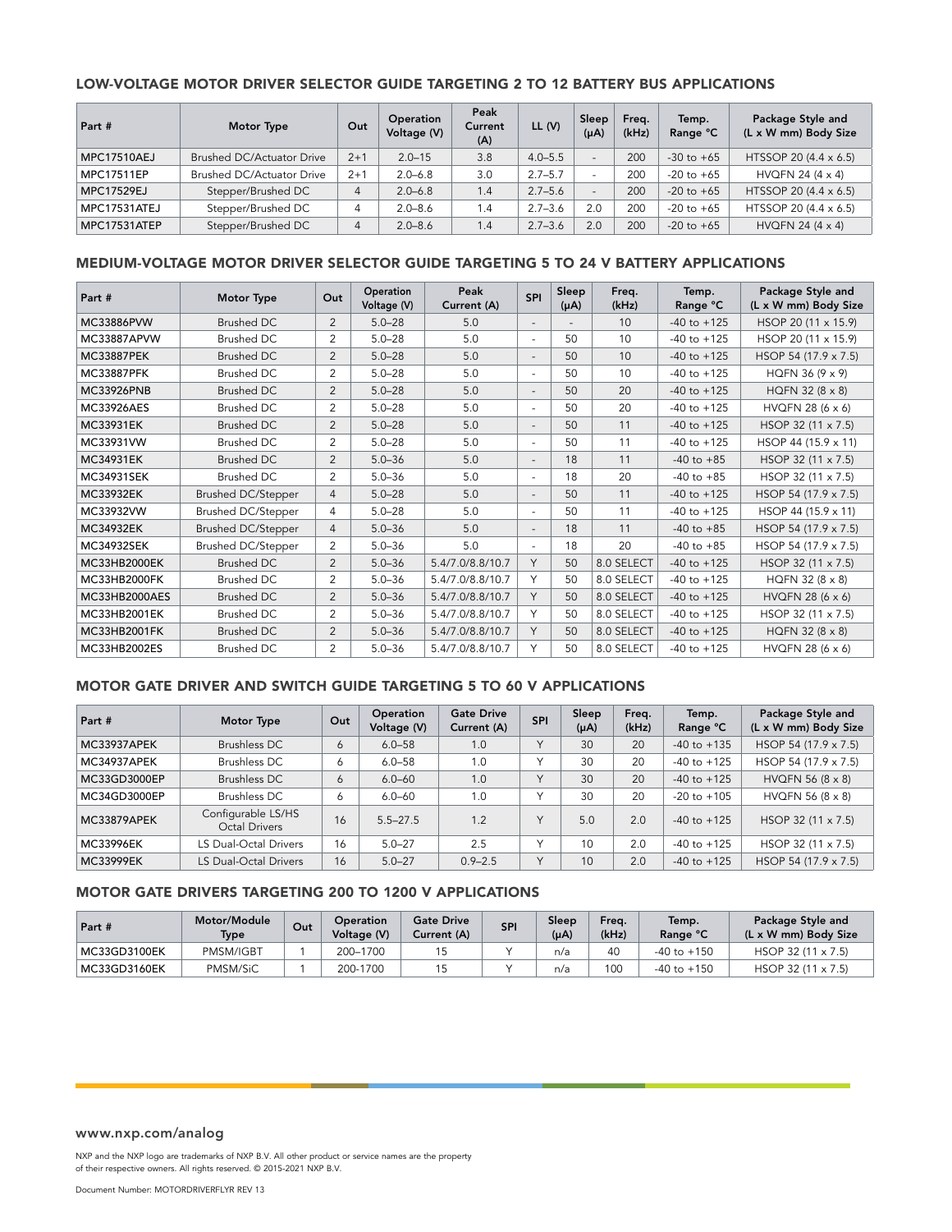## LOW-VOLTAGE MOTOR DRIVER SELECTOR GUIDE TARGETING 2 TO 12 BATTERY BUS APPLICATIONS

| Part # | Motor Type | Out | Operation Voltage (V) | Peak Current (A) | LL (V) | Sleep (µA) | Freq. (kHz) | Temp. Range °C | Package Style and (L x W mm) Body Size |
|---|---|---|---|---|---|---|---|---|---|
| MPC17510AEJ | Brushed DC/Actuator Drive | 2+1 | 2.0–15 | 3.8 | 4.0–5.5 | - | 200 | -30 to +65 | HTSSOP 20 (4.4 x 6.5) |
| MPC17511EP | Brushed DC/Actuator Drive | 2+1 | 2.0–6.8 | 3.0 | 2.7–5.7 | - | 200 | -20 to +65 | HVQFN 24 (4 x 4) |
| MPC17529EJ | Stepper/Brushed DC | 4 | 2.0–6.8 | 1.4 | 2.7–5.6 | - | 200 | -20 to +65 | HTSSOP 20 (4.4 x 6.5) |
| MPC17531ATEJ | Stepper/Brushed DC | 4 | 2.0–8.6 | 1.4 | 2.7–3.6 | 2.0 | 200 | -20 to +65 | HTSSOP 20 (4.4 x 6.5) |
| MPC17531ATEP | Stepper/Brushed DC | 4 | 2.0–8.6 | 1.4 | 2.7–3.6 | 2.0 | 200 | -20 to +65 | HVQFN 24 (4 x 4) |

## MEDIUM-VOLTAGE MOTOR DRIVER SELECTOR GUIDE TARGETING 5 TO 24 V BATTERY APPLICATIONS

| Part # | Motor Type | Out | Operation Voltage (V) | Peak Current (A) | SPI | Sleep (µA) | Freq. (kHz) | Temp. Range °C | Package Style and (L x W mm) Body Size |
|---|---|---|---|---|---|---|---|---|---|
| MC33886PVW | Brushed DC | 2 | 5.0–28 | 5.0 | - | - | 10 | -40 to +125 | HSOP 20 (11 x 15.9) |
| MC33887APVW | Brushed DC | 2 | 5.0–28 | 5.0 | - | 50 | 10 | -40 to +125 | HSOP 20 (11 x 15.9) |
| MC33887PEK | Brushed DC | 2 | 5.0–28 | 5.0 | - | 50 | 10 | -40 to +125 | HSOP 54 (17.9 x 7.5) |
| MC33887PFK | Brushed DC | 2 | 5.0–28 | 5.0 | - | 50 | 10 | -40 to +125 | HQFN 36 (9 x 9) |
| MC33926PNB | Brushed DC | 2 | 5.0–28 | 5.0 | - | 50 | 20 | -40 to +125 | HQFN 32 (8 x 8) |
| MC33926AES | Brushed DC | 2 | 5.0–28 | 5.0 | - | 50 | 20 | -40 to +125 | HVQFN 28 (6 x 6) |
| MC33931EK | Brushed DC | 2 | 5.0–28 | 5.0 | - | 50 | 11 | -40 to +125 | HSOP 32 (11 x 7.5) |
| MC33931VW | Brushed DC | 2 | 5.0–28 | 5.0 | - | 50 | 11 | -40 to +125 | HSOP 44 (15.9 x 11) |
| MC34931EK | Brushed DC | 2 | 5.0–36 | 5.0 | - | 18 | 11 | -40 to +85 | HSOP 32 (11 x 7.5) |
| MC34931SEK | Brushed DC | 2 | 5.0–36 | 5.0 | - | 18 | 20 | -40 to +85 | HSOP 32 (11 x 7.5) |
| MC33932EK | Brushed DC/Stepper | 4 | 5.0–28 | 5.0 | - | 50 | 11 | -40 to +125 | HSOP 54 (17.9 x 7.5) |
| MC33932VW | Brushed DC/Stepper | 4 | 5.0–28 | 5.0 | - | 50 | 11 | -40 to +125 | HSOP 44 (15.9 x 11) |
| MC34932EK | Brushed DC/Stepper | 4 | 5.0–36 | 5.0 | - | 18 | 11 | -40 to +85 | HSOP 54 (17.9 x 7.5) |
| MC34932SEK | Brushed DC/Stepper | 2 | 5.0–36 | 5.0 | - | 18 | 20 | -40 to +85 | HSOP 54 (17.9 x 7.5) |
| MC33HB2000EK | Brushed DC | 2 | 5.0–36 | 5.4/7.0/8.8/10.7 | Y | 50 | 8.0 SELECT | -40 to +125 | HSOP 32 (11 x 7.5) |
| MC33HB2000FK | Brushed DC | 2 | 5.0–36 | 5.4/7.0/8.8/10.7 | Y | 50 | 8.0 SELECT | -40 to +125 | HQFN 32 (8 x 8) |
| MC33HB2000AES | Brushed DC | 2 | 5.0–36 | 5.4/7.0/8.8/10.7 | Y | 50 | 8.0 SELECT | -40 to +125 | HVQFN 28 (6 x 6) |
| MC33HB2001EK | Brushed DC | 2 | 5.0–36 | 5.4/7.0/8.8/10.7 | Y | 50 | 8.0 SELECT | -40 to +125 | HSOP 32 (11 x 7.5) |
| MC33HB2001FK | Brushed DC | 2 | 5.0–36 | 5.4/7.0/8.8/10.7 | Y | 50 | 8.0 SELECT | -40 to +125 | HQFN 32 (8 x 8) |
| MC33HB2002ES | Brushed DC | 2 | 5.0–36 | 5.4/7.0/8.8/10.7 | Y | 50 | 8.0 SELECT | -40 to +125 | HVQFN 28 (6 x 6) |

## MOTOR GATE DRIVER AND SWITCH GUIDE TARGETING 5 TO 60 V APPLICATIONS

| Part # | Motor Type | Out | Operation Voltage (V) | Gate Drive Current (A) | SPI | Sleep (µA) | Freq. (kHz) | Temp. Range °C | Package Style and (L x W mm) Body Size |
|---|---|---|---|---|---|---|---|---|---|
| MC33937APEK | Brushless DC | 6 | 6.0–58 | 1.0 | Y | 30 | 20 | -40 to +135 | HSOP 54 (17.9 x 7.5) |
| MC34937APEK | Brushless DC | 6 | 6.0–58 | 1.0 | Y | 30 | 20 | -40 to +125 | HSOP 54 (17.9 x 7.5) |
| MC33GD3000EP | Brushless DC | 6 | 6.0–60 | 1.0 | Y | 30 | 20 | -40 to +125 | HVQFN 56 (8 x 8) |
| MC34GD3000EP | Brushless DC | 6 | 6.0–60 | 1.0 | Y | 30 | 20 | -20 to +105 | HVQFN 56 (8 x 8) |
| MC33879APEK | Configurable LS/HS Octal Drivers | 16 | 5.5–27.5 | 1.2 | Y | 5.0 | 2.0 | -40 to +125 | HSOP 32 (11 x 7.5) |
| MC33996EK | LS Dual-Octal Drivers | 16 | 5.0–27 | 2.5 | Y | 10 | 2.0 | -40 to +125 | HSOP 32 (11 x 7.5) |
| MC33999EK | LS Dual-Octal Drivers | 16 | 5.0–27 | 0.9–2.5 | Y | 10 | 2.0 | -40 to +125 | HSOP 54 (17.9 x 7.5) |

## MOTOR GATE DRIVERS TARGETING 200 TO 1200 V APPLICATIONS

| Part # | Motor/Module Type | Out | Operation Voltage (V) | Gate Drive Current (A) | SPI | Sleep (µA) | Freq. (kHz) | Temp. Range °C | Package Style and (L x W mm) Body Size |
|---|---|---|---|---|---|---|---|---|---|
| MC33GD3100EK | PMSM/IGBT | 1 | 200–1700 | 15 | Y | n/a | 40 | -40 to +150 | HSOP 32 (11 x 7.5) |
| MC33GD3160EK | PMSM/SiC | 1 | 200-1700 | 15 | Y | n/a | 100 | -40 to +150 | HSOP 32 (11 x 7.5) |

**www.nxp.com/analog**

NXP and the NXP logo are trademarks of NXP B.V. All other product or service names are the property of their respective owners. All rights reserved. © 2015-2021 NXP B.V.

Document Number: MOTORDRIVERFLYR REV 13